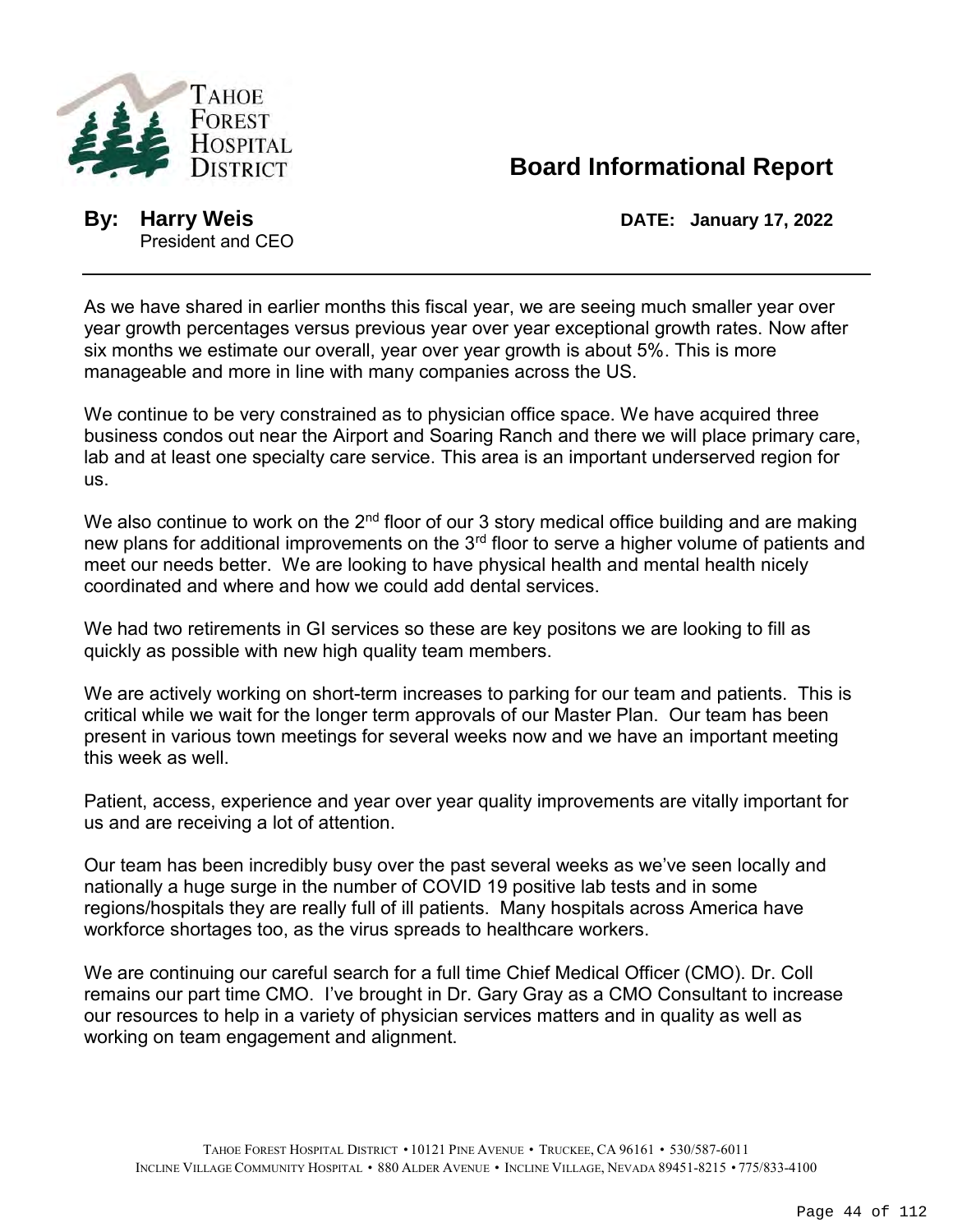TAHOE FOREST HOSPITAL DISTRICT

# Board Informational Report

**By: Harry Weis**
President and CEO

**DATE: January 17, 2022**

---

As we have shared in earlier months this fiscal year, we are seeing much smaller year over year growth percentages versus previous year over year exceptional growth rates. Now after six months we estimate our overall, year over year growth is about 5%. This is more manageable and more in line with many companies across the US.

We continue to be very constrained as to physician office space. We have acquired three business condos out near the Airport and Soaring Ranch and there we will place primary care, lab and at least one specialty care service. This area is an important underserved region for us.

We also continue to work on the 2nd floor of our 3 story medical office building and are making new plans for additional improvements on the 3rd floor to serve a higher volume of patients and meet our needs better. We are looking to have physical health and mental health nicely coordinated and where and how we could add dental services.

We had two retirements in GI services so these are key positons we are looking to fill as quickly as possible with new high quality team members.

We are actively working on short-term increases to parking for our team and patients. This is critical while we wait for the longer term approvals of our Master Plan. Our team has been present in various town meetings for several weeks now and we have an important meeting this week as well.

Patient, access, experience and year over year quality improvements are vitally important for us and are receiving a lot of attention.

Our team has been incredibly busy over the past several weeks as we've seen locally and nationally a huge surge in the number of COVID 19 positive lab tests and in some regions/hospitals they are really full of ill patients. Many hospitals across America have workforce shortages too, as the virus spreads to healthcare workers.

We are continuing our careful search for a full time Chief Medical Officer (CMO). Dr. Coll remains our part time CMO. I've brought in Dr. Gary Gray as a CMO Consultant to increase our resources to help in a variety of physician services matters and in quality as well as working on team engagement and alignment.

TAHOE FOREST HOSPITAL DISTRICT • 10121 PINE AVENUE • TRUCKEE, CA 96161 • 530/587-6011
INCLINE VILLAGE COMMUNITY HOSPITAL • 880 ALDER AVENUE • INCLINE VILLAGE, NEVADA 89451-8215 • 775/833-4100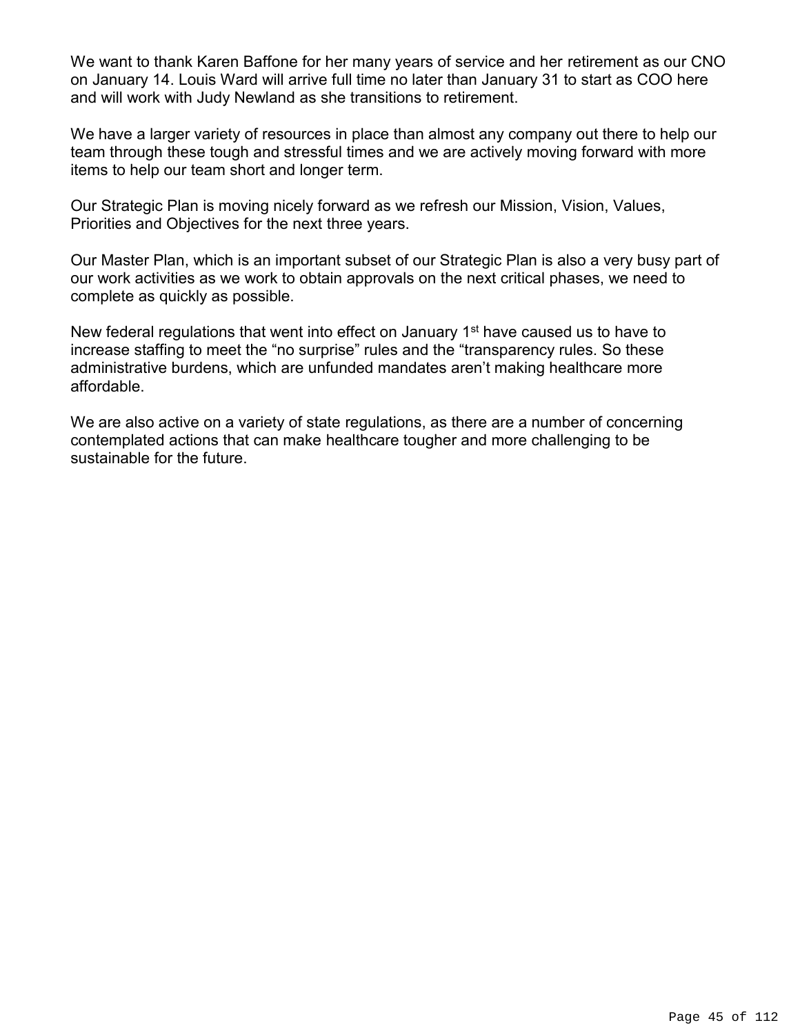We want to thank Karen Baffone for her many years of service and her retirement as our CNO on January 14. Louis Ward will arrive full time no later than January 31 to start as COO here and will work with Judy Newland as she transitions to retirement.

We have a larger variety of resources in place than almost any company out there to help our team through these tough and stressful times and we are actively moving forward with more items to help our team short and longer term.

Our Strategic Plan is moving nicely forward as we refresh our Mission, Vision, Values, Priorities and Objectives for the next three years.

Our Master Plan, which is an important subset of our Strategic Plan is also a very busy part of our work activities as we work to obtain approvals on the next critical phases, we need to complete as quickly as possible.

New federal regulations that went into effect on January 1st have caused us to have to increase staffing to meet the "no surprise" rules and the "transparency rules. So these administrative burdens, which are unfunded mandates aren't making healthcare more affordable.

We are also active on a variety of state regulations, as there are a number of concerning contemplated actions that can make healthcare tougher and more challenging to be sustainable for the future.